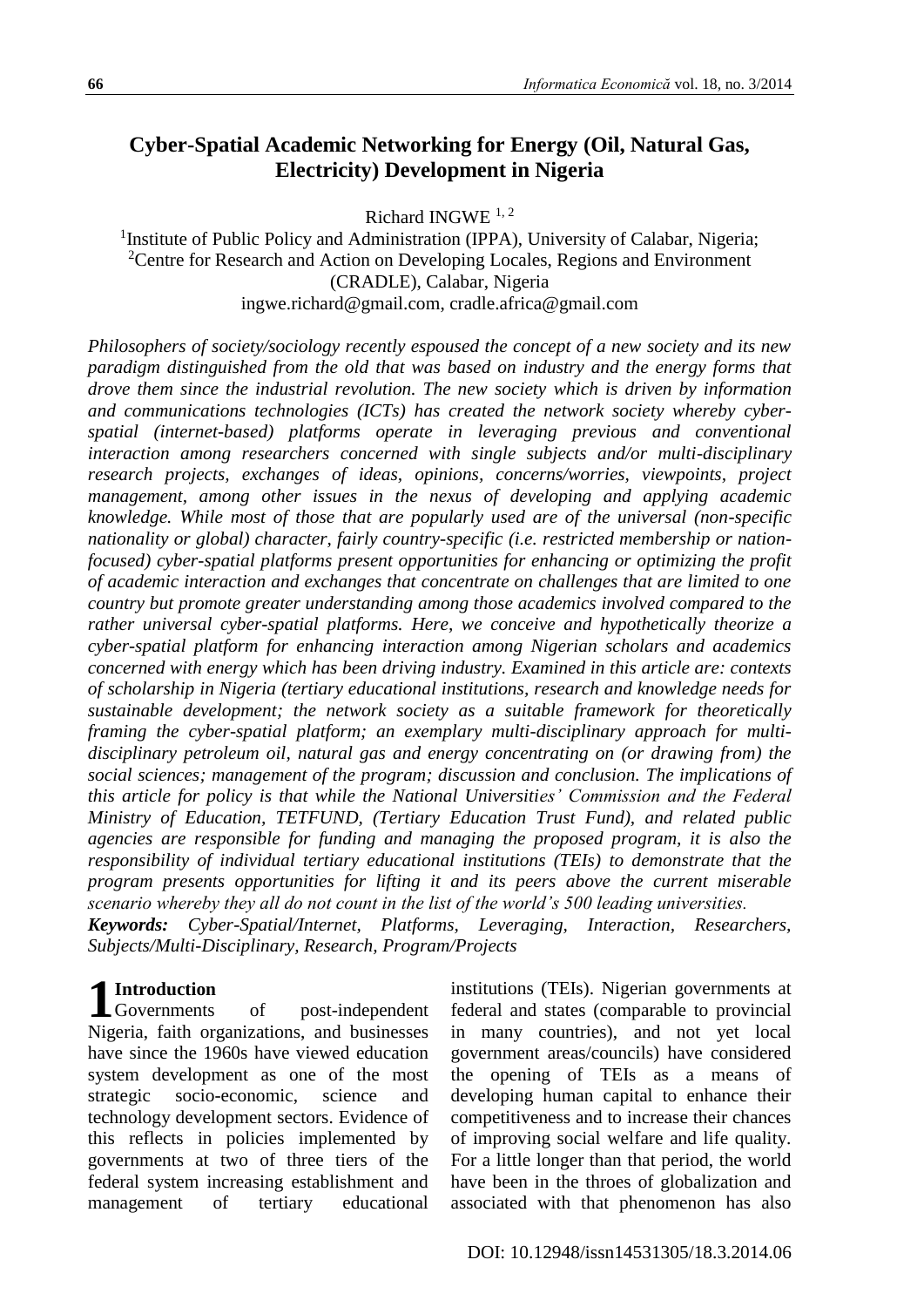# Cyber-Spatial Academic Networking for Energy (Oil, Natural Gas, Electricity) Development in Nigeria

Richard INGWE [1, 2]

[1]Institute of Public Policy and Administration (IPPA), University of Calabar, Nigeria;
[2]Centre for Research and Action on Developing Locales, Regions and Environment (CRADLE), Calabar, Nigeria
ingwe.richard@gmail.com, cradle.africa@gmail.com

*Philosophers of society/sociology recently espoused the concept of a new society and its new paradigm distinguished from the old that was based on industry and the energy forms that drove them since the industrial revolution. The new society which is driven by information and communications technologies (ICTs) has created the network society whereby cyber-spatial (internet-based) platforms operate in leveraging previous and conventional interaction among researchers concerned with single subjects and/or multi-disciplinary research projects, exchanges of ideas, opinions, concerns/worries, viewpoints, project management, among other issues in the nexus of developing and applying academic knowledge. While most of those that are popularly used are of the universal (non-specific nationality or global) character, fairly country-specific (i.e. restricted membership or nation-focused) cyber-spatial platforms present opportunities for enhancing or optimizing the profit of academic interaction and exchanges that concentrate on challenges that are limited to one country but promote greater understanding among those academics involved compared to the rather universal cyber-spatial platforms. Here, we conceive and hypothetically theorize a cyber-spatial platform for enhancing interaction among Nigerian scholars and academics concerned with energy which has been driving industry. Examined in this article are: contexts of scholarship in Nigeria (tertiary educational institutions, research and knowledge needs for sustainable development; the network society as a suitable framework for theoretically framing the cyber-spatial platform; an exemplary multi-disciplinary approach for multi-disciplinary petroleum oil, natural gas and energy concentrating on (or drawing from) the social sciences; management of the program; discussion and conclusion. The implications of this article for policy is that while the National Universities' Commission and the Federal Ministry of Education, TETFUND, (Tertiary Education Trust Fund), and related public agencies are responsible for funding and managing the proposed program, it is also the responsibility of individual tertiary educational institutions (TEIs) to demonstrate that the program presents opportunities for lifting it and its peers above the current miserable scenario whereby they all do not count in the list of the world's 500 leading universities.*

***Keywords:*** *Cyber-Spatial/Internet, Platforms, Leveraging, Interaction, Researchers, Subjects/Multi-Disciplinary, Research, Program/Projects*

## 1 Introduction

Governments of post-independent Nigeria, faith organizations, and businesses have since the 1960s have viewed education system development as one of the most strategic socio-economic, science and technology development sectors. Evidence of this reflects in policies implemented by governments at two of three tiers of the federal system increasing establishment and management of tertiary educational institutions (TEIs). Nigerian governments at federal and states (comparable to provincial in many countries), and not yet local government areas/councils) have considered the opening of TEIs as a means of developing human capital to enhance their competitiveness and to increase their chances of improving social welfare and life quality. For a little longer than that period, the world have been in the throes of globalization and associated with that phenomenon has also

DOI: 10.12948/issn14531305/18.3.2014.06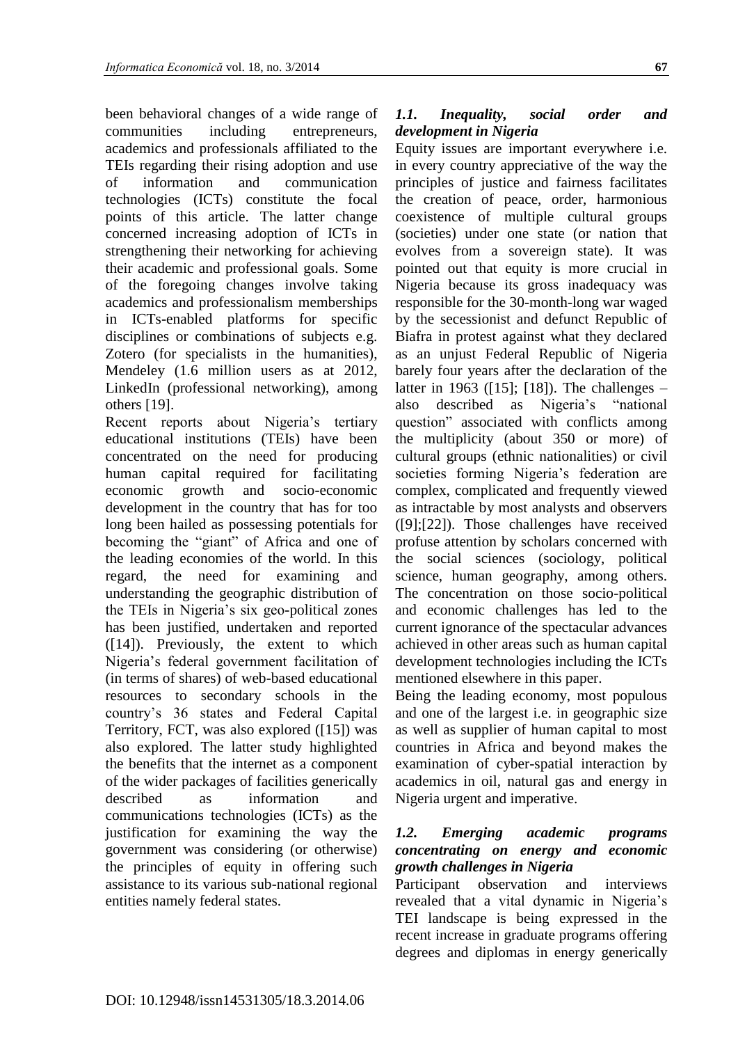been behavioral changes of a wide range of communities including entrepreneurs, academics and professionals affiliated to the TEIs regarding their rising adoption and use of information and communication technologies (ICTs) constitute the focal points of this article. The latter change concerned increasing adoption of ICTs in strengthening their networking for achieving their academic and professional goals. Some of the foregoing changes involve taking academics and professionalism memberships in ICTs-enabled platforms for specific disciplines or combinations of subjects e.g. Zotero (for specialists in the humanities), Mendeley (1.6 million users as at 2012, LinkedIn (professional networking), among others [19].

Recent reports about Nigeria's tertiary educational institutions (TEIs) have been concentrated on the need for producing human capital required for facilitating economic growth and socio-economic development in the country that has for too long been hailed as possessing potentials for becoming the "giant" of Africa and one of the leading economies of the world. In this regard, the need for examining and understanding the geographic distribution of the TEIs in Nigeria's six geo-political zones has been justified, undertaken and reported ([14]). Previously, the extent to which Nigeria's federal government facilitation of (in terms of shares) of web-based educational resources to secondary schools in the country's 36 states and Federal Capital Territory, FCT, was also explored ([15]) was also explored. The latter study highlighted the benefits that the internet as a component of the wider packages of facilities generically described as information and communications technologies (ICTs) as the justification for examining the way the government was considering (or otherwise) the principles of equity in offering such assistance to its various sub-national regional entities namely federal states.

### *1.1. Inequality, social order and development in Nigeria*

Equity issues are important everywhere i.e. in every country appreciative of the way the principles of justice and fairness facilitates the creation of peace, order, harmonious coexistence of multiple cultural groups (societies) under one state (or nation that evolves from a sovereign state). It was pointed out that equity is more crucial in Nigeria because its gross inadequacy was responsible for the 30-month-long war waged by the secessionist and defunct Republic of Biafra in protest against what they declared as an unjust Federal Republic of Nigeria barely four years after the declaration of the latter in 1963 ([15]; [18]). The challenges – also described as Nigeria's "national question" associated with conflicts among the multiplicity (about 350 or more) of cultural groups (ethnic nationalities) or civil societies forming Nigeria's federation are complex, complicated and frequently viewed as intractable by most analysts and observers ([9];[22]). Those challenges have received profuse attention by scholars concerned with the social sciences (sociology, political science, human geography, among others. The concentration on those socio-political and economic challenges has led to the current ignorance of the spectacular advances achieved in other areas such as human capital development technologies including the ICTs mentioned elsewhere in this paper.

Being the leading economy, most populous and one of the largest i.e. in geographic size as well as supplier of human capital to most countries in Africa and beyond makes the examination of cyber-spatial interaction by academics in oil, natural gas and energy in Nigeria urgent and imperative.

### *1.2. Emerging academic programs concentrating on energy and economic growth challenges in Nigeria*

Participant observation and interviews revealed that a vital dynamic in Nigeria's TEI landscape is being expressed in the recent increase in graduate programs offering degrees and diplomas in energy generically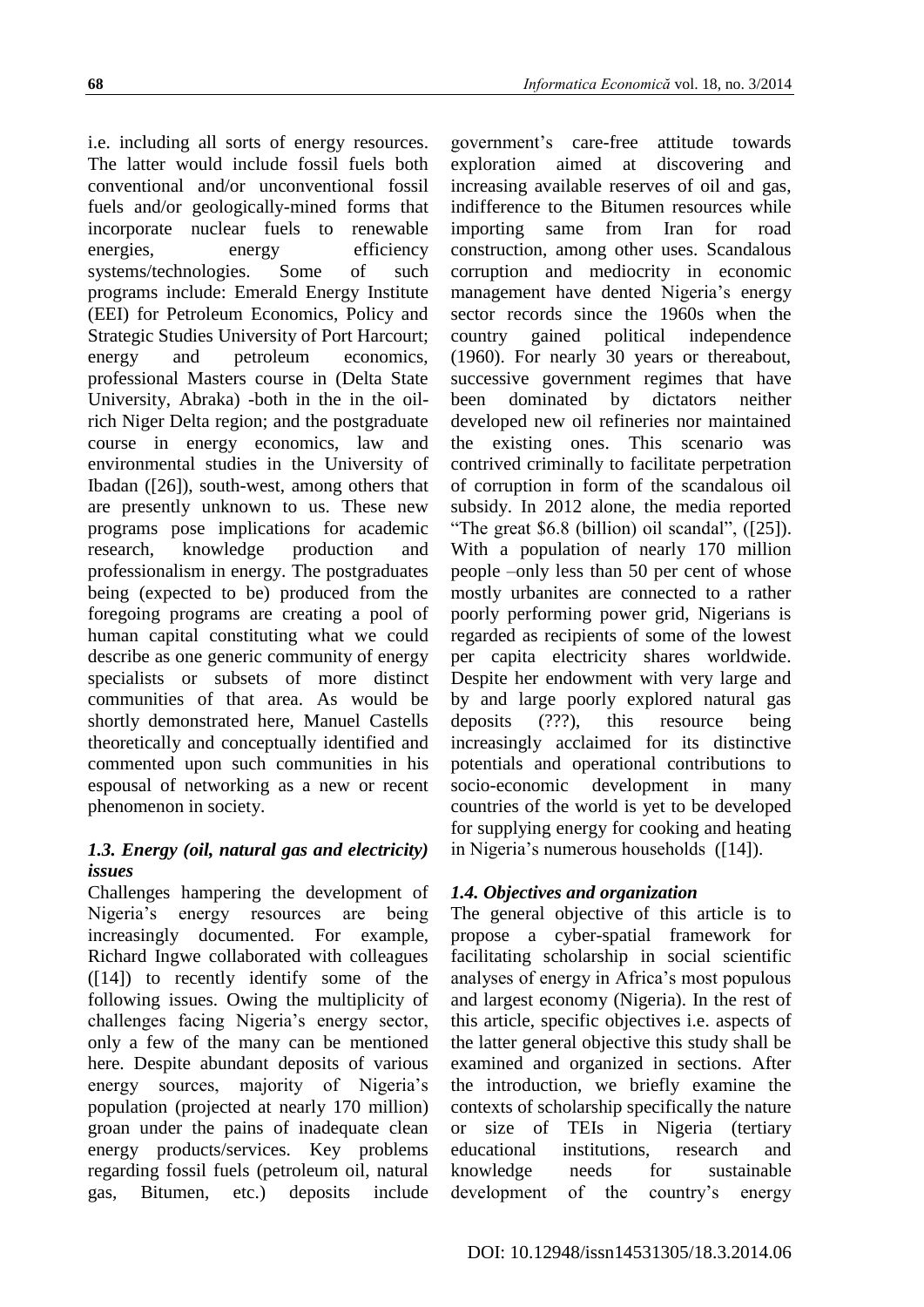i.e. including all sorts of energy resources. The latter would include fossil fuels both conventional and/or unconventional fossil fuels and/or geologically-mined forms that incorporate nuclear fuels to renewable energies, energy efficiency systems/technologies. Some of such programs include: Emerald Energy Institute (EEI) for Petroleum Economics, Policy and Strategic Studies University of Port Harcourt; energy and petroleum economics, professional Masters course in (Delta State University, Abraka) -both in the in the oil-rich Niger Delta region; and the postgraduate course in energy economics, law and environmental studies in the University of Ibadan ([26]), south-west, among others that are presently unknown to us. These new programs pose implications for academic research, knowledge production and professionalism in energy. The postgraduates being (expected to be) produced from the foregoing programs are creating a pool of human capital constituting what we could describe as one generic community of energy specialists or subsets of more distinct communities of that area. As would be shortly demonstrated here, Manuel Castells theoretically and conceptually identified and commented upon such communities in his espousal of networking as a new or recent phenomenon in society.

### *1.3. Energy (oil, natural gas and electricity) issues*

Challenges hampering the development of Nigeria's energy resources are being increasingly documented. For example, Richard Ingwe collaborated with colleagues ([14]) to recently identify some of the following issues. Owing the multiplicity of challenges facing Nigeria's energy sector, only a few of the many can be mentioned here. Despite abundant deposits of various energy sources, majority of Nigeria's population (projected at nearly 170 million) groan under the pains of inadequate clean energy products/services. Key problems regarding fossil fuels (petroleum oil, natural gas, Bitumen, etc.) deposits include government's care-free attitude towards exploration aimed at discovering and increasing available reserves of oil and gas, indifference to the Bitumen resources while importing same from Iran for road construction, among other uses. Scandalous corruption and mediocrity in economic management have dented Nigeria's energy sector records since the 1960s when the country gained political independence (1960). For nearly 30 years or thereabout, successive government regimes that have been dominated by dictators neither developed new oil refineries nor maintained the existing ones. This scenario was contrived criminally to facilitate perpetration of corruption in form of the scandalous oil subsidy. In 2012 alone, the media reported "The great $6.8 (billion) oil scandal", ([25]). With a population of nearly 170 million people –only less than 50 per cent of whose mostly urbanites are connected to a rather poorly performing power grid, Nigerians is regarded as recipients of some of the lowest per capita electricity shares worldwide. Despite her endowment with very large and by and large poorly explored natural gas deposits (???), this resource being increasingly acclaimed for its distinctive potentials and operational contributions to socio-economic development in many countries of the world is yet to be developed for supplying energy for cooking and heating in Nigeria's numerous households ([14]).

### *1.4. Objectives and organization*

The general objective of this article is to propose a cyber-spatial framework for facilitating scholarship in social scientific analyses of energy in Africa's most populous and largest economy (Nigeria). In the rest of this article, specific objectives i.e. aspects of the latter general objective this study shall be examined and organized in sections. After the introduction, we briefly examine the contexts of scholarship specifically the nature or size of TEIs in Nigeria (tertiary educational institutions, research and knowledge needs for sustainable development of the country's energy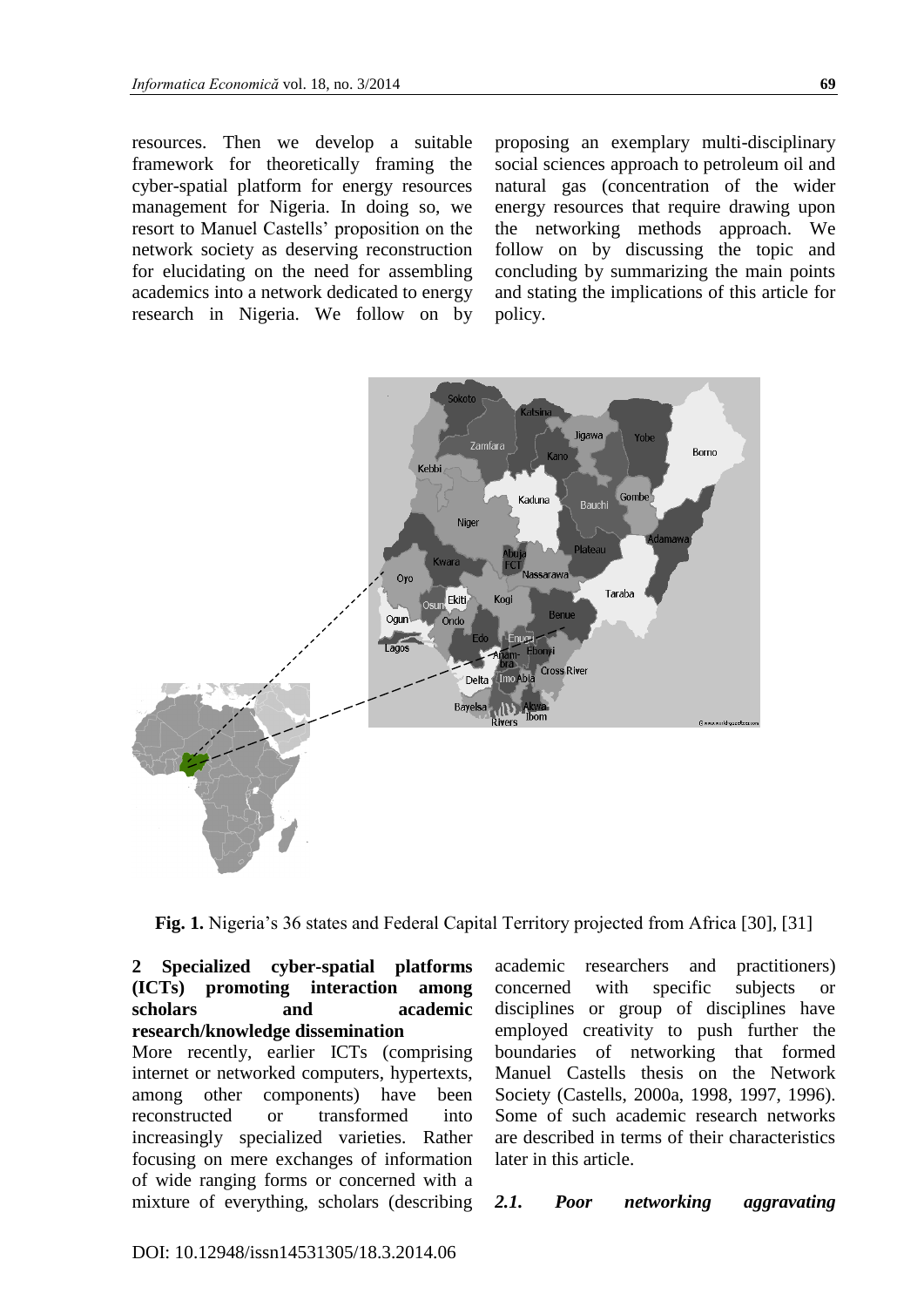resources. Then we develop a suitable framework for theoretically framing the cyber-spatial platform for energy resources management for Nigeria. In doing so, we resort to Manuel Castells' proposition on the network society as deserving reconstruction for elucidating on the need for assembling academics into a network dedicated to energy research in Nigeria. We follow on by proposing an exemplary multi-disciplinary social sciences approach to petroleum oil and natural gas (concentration of the wider energy resources that require drawing upon the networking methods approach. We follow on by discussing the topic and concluding by summarizing the main points and stating the implications of this article for policy.

**Fig. 1.** Nigeria's 36 states and Federal Capital Territory projected from Africa [30], [31]

## 2 Specialized cyber-spatial platforms (ICTs) promoting interaction among scholars and academic research/knowledge dissemination

More recently, earlier ICTs (comprising internet or networked computers, hypertexts, among other components) have been reconstructed or transformed into increasingly specialized varieties. Rather focusing on mere exchanges of information of wide ranging forms or concerned with a mixture of everything, scholars (describing academic researchers and practitioners) concerned with specific subjects or disciplines or group of disciplines have employed creativity to push further the boundaries of networking that formed Manuel Castells thesis on the Network Society (Castells, 2000a, 1998, 1997, 1996). Some of such academic research networks are described in terms of their characteristics later in this article.

### *2.1. Poor networking aggravating*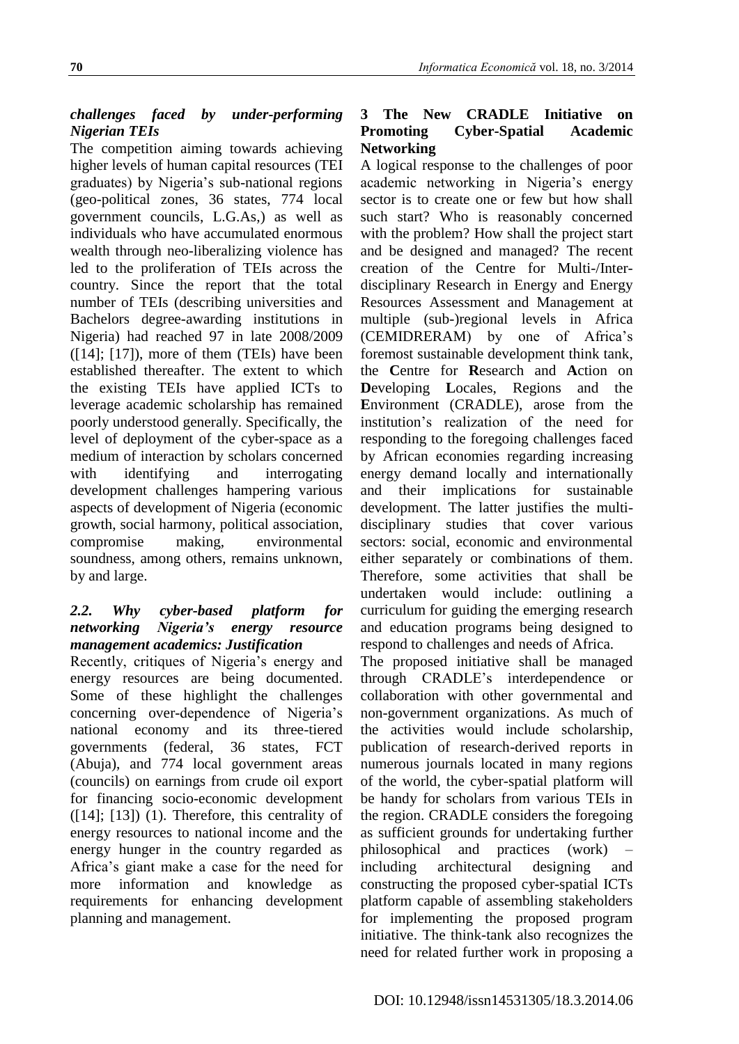*challenges faced by under-performing Nigerian TEIs*

The competition aiming towards achieving higher levels of human capital resources (TEI graduates) by Nigeria's sub-national regions (geo-political zones, 36 states, 774 local government councils, L.G.As,) as well as individuals who have accumulated enormous wealth through neo-liberalizing violence has led to the proliferation of TEIs across the country. Since the report that the total number of TEIs (describing universities and Bachelors degree-awarding institutions in Nigeria) had reached 97 in late 2008/2009 ([14]; [17]), more of them (TEIs) have been established thereafter. The extent to which the existing TEIs have applied ICTs to leverage academic scholarship has remained poorly understood generally. Specifically, the level of deployment of the cyber-space as a medium of interaction by scholars concerned with identifying and interrogating development challenges hampering various aspects of development of Nigeria (economic growth, social harmony, political association, compromise making, environmental soundness, among others, remains unknown, by and large.

### *2.2. Why cyber-based platform for networking Nigeria's energy resource management academics: Justification*

Recently, critiques of Nigeria's energy and energy resources are being documented. Some of these highlight the challenges concerning over-dependence of Nigeria's national economy and its three-tiered governments (federal, 36 states, FCT (Abuja), and 774 local government areas (councils) on earnings from crude oil export for financing socio-economic development ([14]; [13]) (1). Therefore, this centrality of energy resources to national income and the energy hunger in the country regarded as Africa's giant make a case for the need for more information and knowledge as requirements for enhancing development planning and management.

## 3 The New CRADLE Initiative on Promoting Cyber-Spatial Academic Networking

A logical response to the challenges of poor academic networking in Nigeria's energy sector is to create one or few but how shall such start? Who is reasonably concerned with the problem? How shall the project start and be designed and managed? The recent creation of the Centre for Multi-/Inter-disciplinary Research in Energy and Energy Resources Assessment and Management at multiple (sub-)regional levels in Africa (CEMIDRERAM) by one of Africa's foremost sustainable development think tank, the **C**entre for **R**esearch and **A**ction on **D**eveloping **L**ocales, Regions and the **E**nvironment (CRADLE), arose from the institution's realization of the need for responding to the foregoing challenges faced by African economies regarding increasing energy demand locally and internationally and their implications for sustainable development. The latter justifies the multi-disciplinary studies that cover various sectors: social, economic and environmental either separately or combinations of them. Therefore, some activities that shall be undertaken would include: outlining a curriculum for guiding the emerging research and education programs being designed to respond to challenges and needs of Africa.

The proposed initiative shall be managed through CRADLE's interdependence or collaboration with other governmental and non-government organizations. As much of the activities would include scholarship, publication of research-derived reports in numerous journals located in many regions of the world, the cyber-spatial platform will be handy for scholars from various TEIs in the region. CRADLE considers the foregoing as sufficient grounds for undertaking further philosophical and practices (work) – including architectural designing and constructing the proposed cyber-spatial ICTs platform capable of assembling stakeholders for implementing the proposed program initiative. The think-tank also recognizes the need for related further work in proposing a

DOI: 10.12948/issn14531305/18.3.2014.06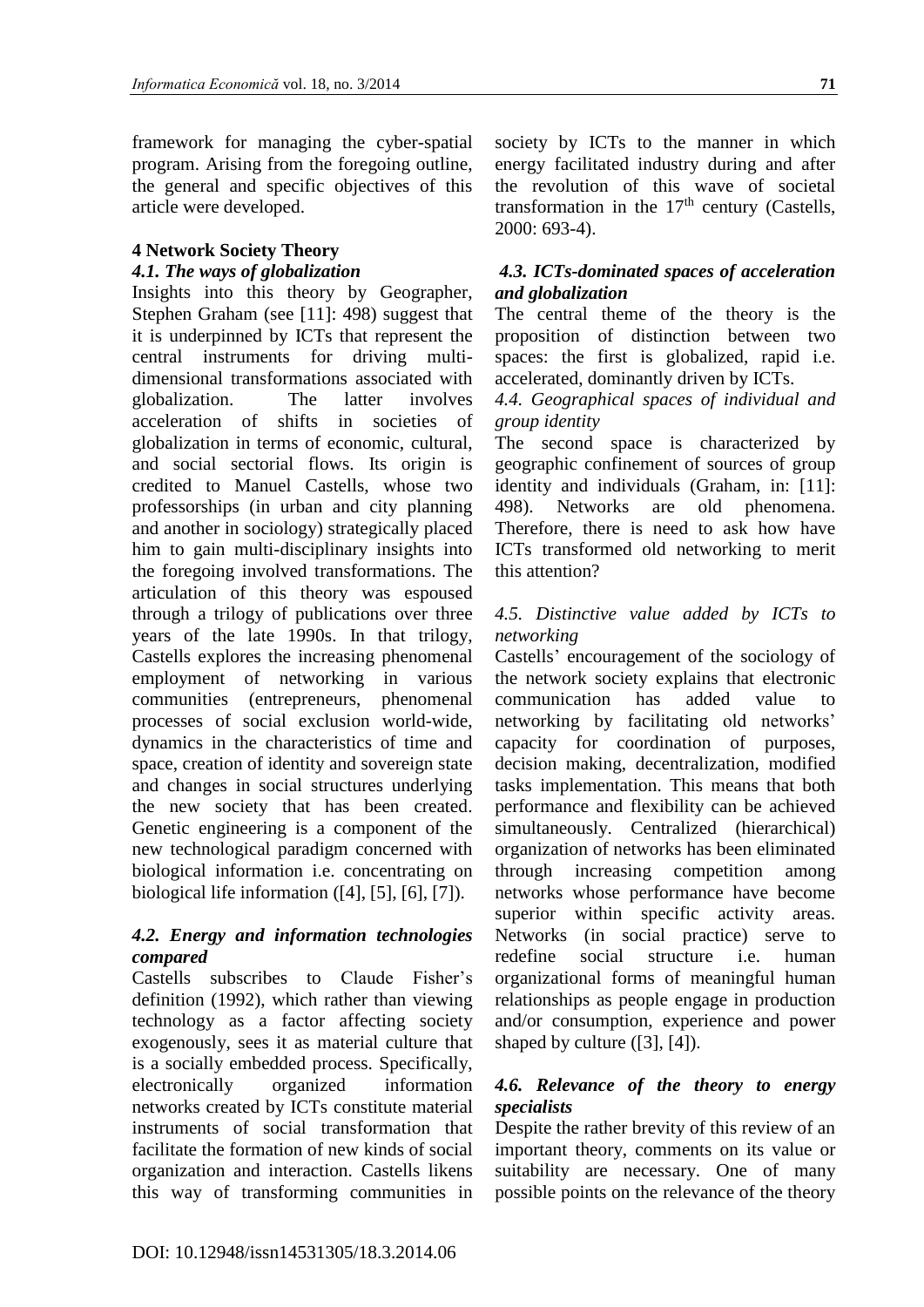framework for managing the cyber-spatial program. Arising from the foregoing outline, the general and specific objectives of this article were developed.

## 4 Network Society Theory

### *4.1. The ways of globalization*

Insights into this theory by Geographer, Stephen Graham (see [11]: 498) suggest that it is underpinned by ICTs that represent the central instruments for driving multi-dimensional transformations associated with globalization. The latter involves acceleration of shifts in societies of globalization in terms of economic, cultural, and social sectorial flows. Its origin is credited to Manuel Castells, whose two professorships (in urban and city planning and another in sociology) strategically placed him to gain multi-disciplinary insights into the foregoing involved transformations. The articulation of this theory was espoused through a trilogy of publications over three years of the late 1990s. In that trilogy, Castells explores the increasing phenomenal employment of networking in various communities (entrepreneurs, phenomenal processes of social exclusion world-wide, dynamics in the characteristics of time and space, creation of identity and sovereign state and changes in social structures underlying the new society that has been created. Genetic engineering is a component of the new technological paradigm concerned with biological information i.e. concentrating on biological life information ([4], [5], [6], [7]).

### *4.2. Energy and information technologies compared*

Castells subscribes to Claude Fisher's definition (1992), which rather than viewing technology as a factor affecting society exogenously, sees it as material culture that is a socially embedded process. Specifically, electronically organized information networks created by ICTs constitute material instruments of social transformation that facilitate the formation of new kinds of social organization and interaction. Castells likens this way of transforming communities in society by ICTs to the manner in which energy facilitated industry during and after the revolution of this wave of societal transformation in the 17th century (Castells, 2000: 693-4).

### *4.3. ICTs-dominated spaces of acceleration and globalization*

The central theme of the theory is the proposition of distinction between two spaces: the first is globalized, rapid i.e. accelerated, dominantly driven by ICTs.

### *4.4. Geographical spaces of individual and group identity*

The second space is characterized by geographic confinement of sources of group identity and individuals (Graham, in: [11]: 498). Networks are old phenomena. Therefore, there is need to ask how have ICTs transformed old networking to merit this attention?

### *4.5. Distinctive value added by ICTs to networking*

Castells' encouragement of the sociology of the network society explains that electronic communication has added value to networking by facilitating old networks' capacity for coordination of purposes, decision making, decentralization, modified tasks implementation. This means that both performance and flexibility can be achieved simultaneously. Centralized (hierarchical) organization of networks has been eliminated through increasing competition among networks whose performance have become superior within specific activity areas. Networks (in social practice) serve to redefine social structure i.e. human organizational forms of meaningful human relationships as people engage in production and/or consumption, experience and power shaped by culture ([3], [4]).

### *4.6. Relevance of the theory to energy specialists*

Despite the rather brevity of this review of an important theory, comments on its value or suitability are necessary. One of many possible points on the relevance of the theory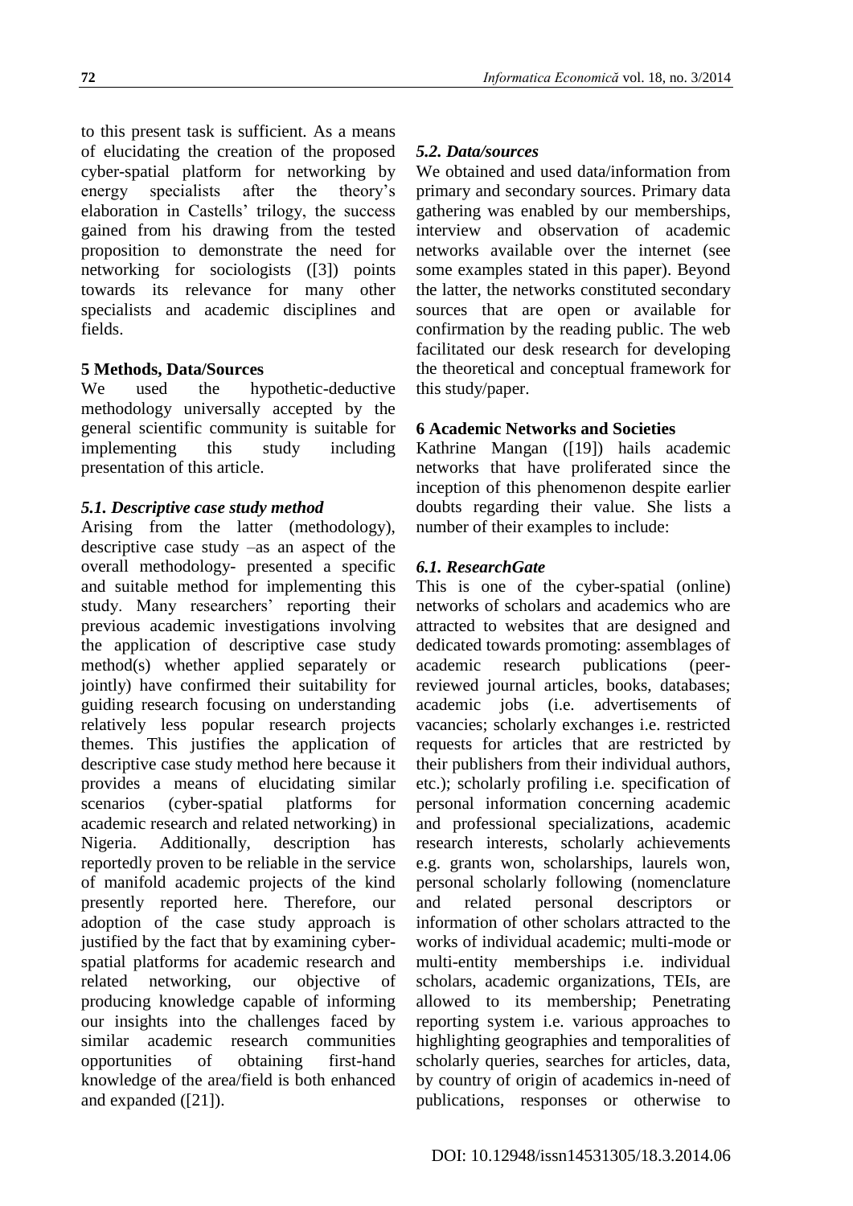to this present task is sufficient. As a means of elucidating the creation of the proposed cyber-spatial platform for networking by energy specialists after the theory's elaboration in Castells' trilogy, the success gained from his drawing from the tested proposition to demonstrate the need for networking for sociologists ([3]) points towards its relevance for many other specialists and academic disciplines and fields.

## 5 Methods, Data/Sources

We used the hypothetic-deductive methodology universally accepted by the general scientific community is suitable for implementing this study including presentation of this article.

### *5.1. Descriptive case study method*

Arising from the latter (methodology), descriptive case study –as an aspect of the overall methodology- presented a specific and suitable method for implementing this study. Many researchers' reporting their previous academic investigations involving the application of descriptive case study method(s) whether applied separately or jointly) have confirmed their suitability for guiding research focusing on understanding relatively less popular research projects themes. This justifies the application of descriptive case study method here because it provides a means of elucidating similar scenarios (cyber-spatial platforms for academic research and related networking) in Nigeria. Additionally, description has reportedly proven to be reliable in the service of manifold academic projects of the kind presently reported here. Therefore, our adoption of the case study approach is justified by the fact that by examining cyber-spatial platforms for academic research and related networking, our objective of producing knowledge capable of informing our insights into the challenges faced by similar academic research communities opportunities of obtaining first-hand knowledge of the area/field is both enhanced and expanded ([21]).

### *5.2. Data/sources*

We obtained and used data/information from primary and secondary sources. Primary data gathering was enabled by our memberships, interview and observation of academic networks available over the internet (see some examples stated in this paper). Beyond the latter, the networks constituted secondary sources that are open or available for confirmation by the reading public. The web facilitated our desk research for developing the theoretical and conceptual framework for this study/paper.

## 6 Academic Networks and Societies

Kathrine Mangan ([19]) hails academic networks that have proliferated since the inception of this phenomenon despite earlier doubts regarding their value. She lists a number of their examples to include:

### *6.1. ResearchGate*

This is one of the cyber-spatial (online) networks of scholars and academics who are attracted to websites that are designed and dedicated towards promoting: assemblages of academic research publications (peer-reviewed journal articles, books, databases; academic jobs (i.e. advertisements of vacancies; scholarly exchanges i.e. restricted requests for articles that are restricted by their publishers from their individual authors, etc.); scholarly profiling i.e. specification of personal information concerning academic and professional specializations, academic research interests, scholarly achievements e.g. grants won, scholarships, laurels won, personal scholarly following (nomenclature and related personal descriptors or information of other scholars attracted to the works of individual academic; multi-mode or multi-entity memberships i.e. individual scholars, academic organizations, TEIs, are allowed to its membership; Penetrating reporting system i.e. various approaches to highlighting geographies and temporalities of scholarly queries, searches for articles, data, by country of origin of academics in-need of publications, responses or otherwise to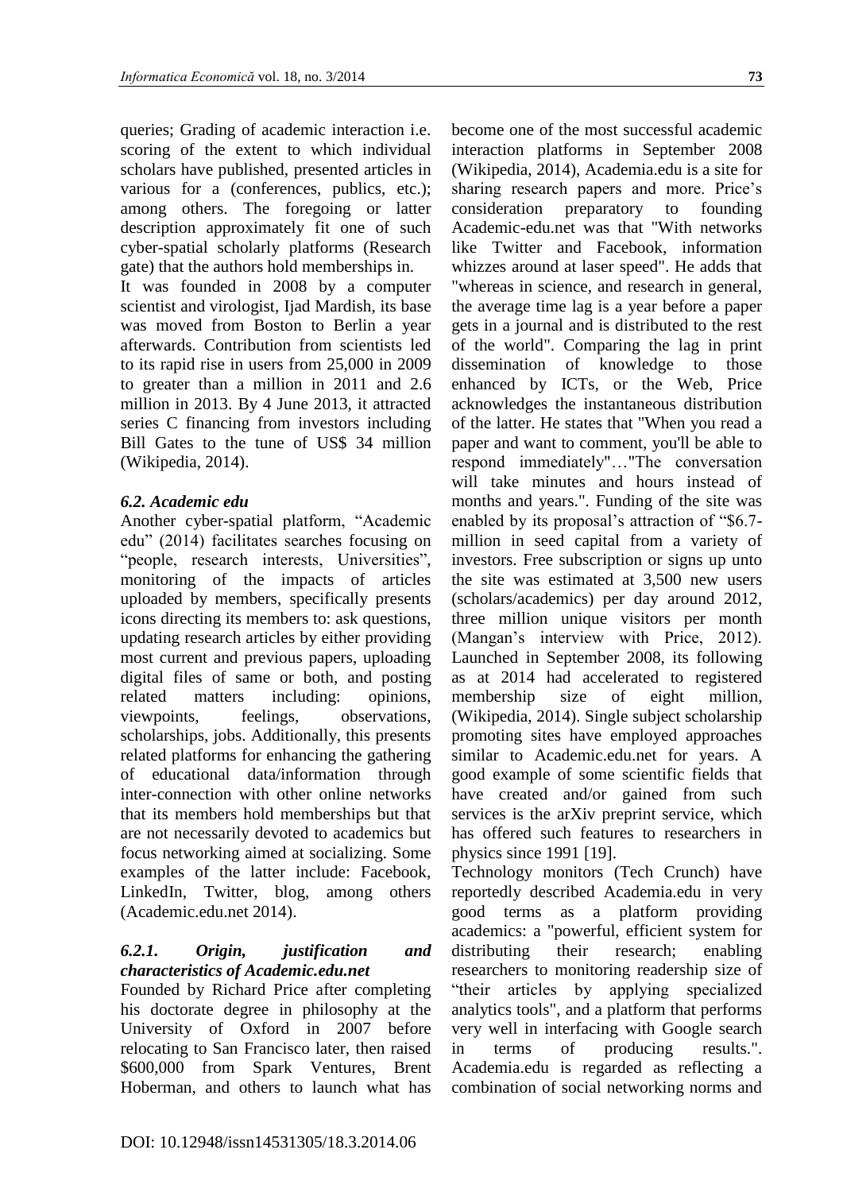queries; Grading of academic interaction i.e. scoring of the extent to which individual scholars have published, presented articles in various for a (conferences, publics, etc.); among others. The foregoing or latter description approximately fit one of such cyber-spatial scholarly platforms (Research gate) that the authors hold memberships in.

It was founded in 2008 by a computer scientist and virologist, Ijad Mardish, its base was moved from Boston to Berlin a year afterwards. Contribution from scientists led to its rapid rise in users from 25,000 in 2009 to greater than a million in 2011 and 2.6 million in 2013. By 4 June 2013, it attracted series C financing from investors including Bill Gates to the tune of US$ 34 million (Wikipedia, 2014).

### *6.2. Academic edu*

Another cyber-spatial platform, "Academic edu" (2014) facilitates searches focusing on "people, research interests, Universities", monitoring of the impacts of articles uploaded by members, specifically presents icons directing its members to: ask questions, updating research articles by either providing most current and previous papers, uploading digital files of same or both, and posting related matters including: opinions, viewpoints, feelings, observations, scholarships, jobs. Additionally, this presents related platforms for enhancing the gathering of educational data/information through inter-connection with other online networks that its members hold memberships but that are not necessarily devoted to academics but focus networking aimed at socializing. Some examples of the latter include: Facebook, LinkedIn, Twitter, blog, among others (Academic.edu.net 2014).

#### *6.2.1. Origin, justification and characteristics of Academic.edu.net*

Founded by Richard Price after completing his doctorate degree in philosophy at the University of Oxford in 2007 before relocating to San Francisco later, then raised \$600,000 from Spark Ventures, Brent Hoberman, and others to launch what has become one of the most successful academic interaction platforms in September 2008 (Wikipedia, 2014), Academia.edu is a site for sharing research papers and more. Price's consideration preparatory to founding Academic-edu.net was that "With networks like Twitter and Facebook, information whizzes around at laser speed". He adds that "whereas in science, and research in general, the average time lag is a year before a paper gets in a journal and is distributed to the rest of the world". Comparing the lag in print dissemination of knowledge to those enhanced by ICTs, or the Web, Price acknowledges the instantaneous distribution of the latter. He states that "When you read a paper and want to comment, you'll be able to respond immediately"…"The conversation will take minutes and hours instead of months and years.". Funding of the site was enabled by its proposal's attraction of "\$6.7-million in seed capital from a variety of investors. Free subscription or signs up unto the site was estimated at 3,500 new users (scholars/academics) per day around 2012, three million unique visitors per month (Mangan's interview with Price, 2012). Launched in September 2008, its following as at 2014 had accelerated to registered membership size of eight million, (Wikipedia, 2014). Single subject scholarship promoting sites have employed approaches similar to Academic.edu.net for years. A good example of some scientific fields that have created and/or gained from such services is the arXiv preprint service, which has offered such features to researchers in physics since 1991 [19].

Technology monitors (Tech Crunch) have reportedly described Academia.edu in very good terms as a platform providing academics: a "powerful, efficient system for distributing their research; enabling researchers to monitoring readership size of "their articles by applying specialized analytics tools", and a platform that performs very well in interfacing with Google search in terms of producing results.". Academia.edu is regarded as reflecting a combination of social networking norms and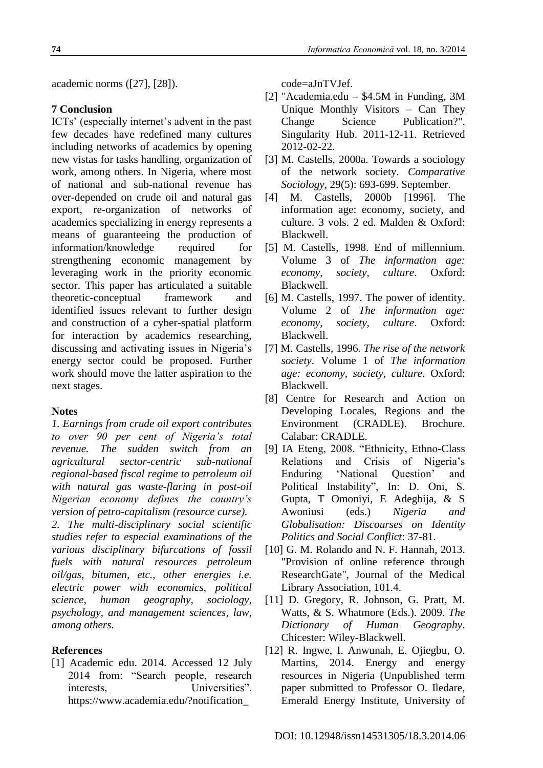academic norms ([27], [28]).

## 7 Conclusion

ICTs' (especially internet's advent in the past few decades have redefined many cultures including networks of academics by opening new vistas for tasks handling, organization of work, among others. In Nigeria, where most of national and sub-national revenue has over-depended on crude oil and natural gas export, re-organization of networks of academics specializing in energy represents a means of guaranteeing the production of information/knowledge required for strengthening economic management by leveraging work in the priority economic sector. This paper has articulated a suitable theoretic-conceptual framework and identified issues relevant to further design and construction of a cyber-spatial platform for interaction by academics researching, discussing and activating issues in Nigeria's energy sector could be proposed. Further work should move the latter aspiration to the next stages.

**Notes**

*1. Earnings from crude oil export contributes to over 90 per cent of Nigeria's total revenue. The sudden switch from an agricultural sector-centric sub-national regional-based fiscal regime to petroleum oil with natural gas waste-flaring in post-oil Nigerian economy defines the country's version of petro-capitalism (resource curse).*

*2. The multi-disciplinary social scientific studies refer to especial examinations of the various disciplinary bifurcations of fossil fuels with natural resources petroleum oil/gas, bitumen, etc., other energies i.e. electric power with economics, political science, human geography, sociology, psychology, and management sciences, law, among others.*

## References

[1] Academic edu. 2014. Accessed 12 July 2014 from: "Search people, research interests, Universities". https://www.academia.edu/?notification_code=aJnTVJef.

[2] "Academia.edu – $4.5M in Funding, 3M Unique Monthly Visitors – Can They Change Science Publication?". Singularity Hub. 2011-12-11. Retrieved 2012-02-22.

[3] M. Castells, 2000a. Towards a sociology of the network society. *Comparative Sociology*, 29(5): 693-699. September.

[4] M. Castells, 2000b [1996]. The information age: economy, society, and culture. 3 vols. 2 ed. Malden & Oxford: Blackwell.

[5] M. Castells, 1998. End of millennium. Volume 3 of *The information age: economy, society, culture*. Oxford: Blackwell.

[6] M. Castells, 1997. The power of identity. Volume 2 of *The information age: economy, society, culture*. Oxford: Blackwell.

[7] M. Castells, 1996. *The rise of the network society*. Volume 1 of *The information age: economy, society, culture*. Oxford: Blackwell.

[8] Centre for Research and Action on Developing Locales, Regions and the Environment (CRADLE). Brochure. Calabar: CRADLE.

[9] IA Eteng, 2008. "Ethnicity, Ethno-Class Relations and Crisis of Nigeria's Enduring 'National Question' and Political Instability", In: D. Oni, S. Gupta, T Omoniyi, E Adegbija, & S Awoniusi (eds.) *Nigeria and Globalisation: Discourses on Identity Politics and Social Conflict*: 37-81.

[10] G. M. Rolando and N. F. Hannah, 2013. "Provision of online reference through ResearchGate", Journal of the Medical Library Association, 101.4.

[11] D. Gregory, R. Johnson, G. Pratt, M. Watts, & S. Whatmore (Eds.). 2009. *The Dictionary of Human Geography*. Chicester: Wiley-Blackwell.

[12] R. Ingwe, I. Anwunah, E. Ojiegbu, O. Martins, 2014. Energy and energy resources in Nigeria (Unpublished term paper submitted to Professor O. Iledare, Emerald Energy Institute, University of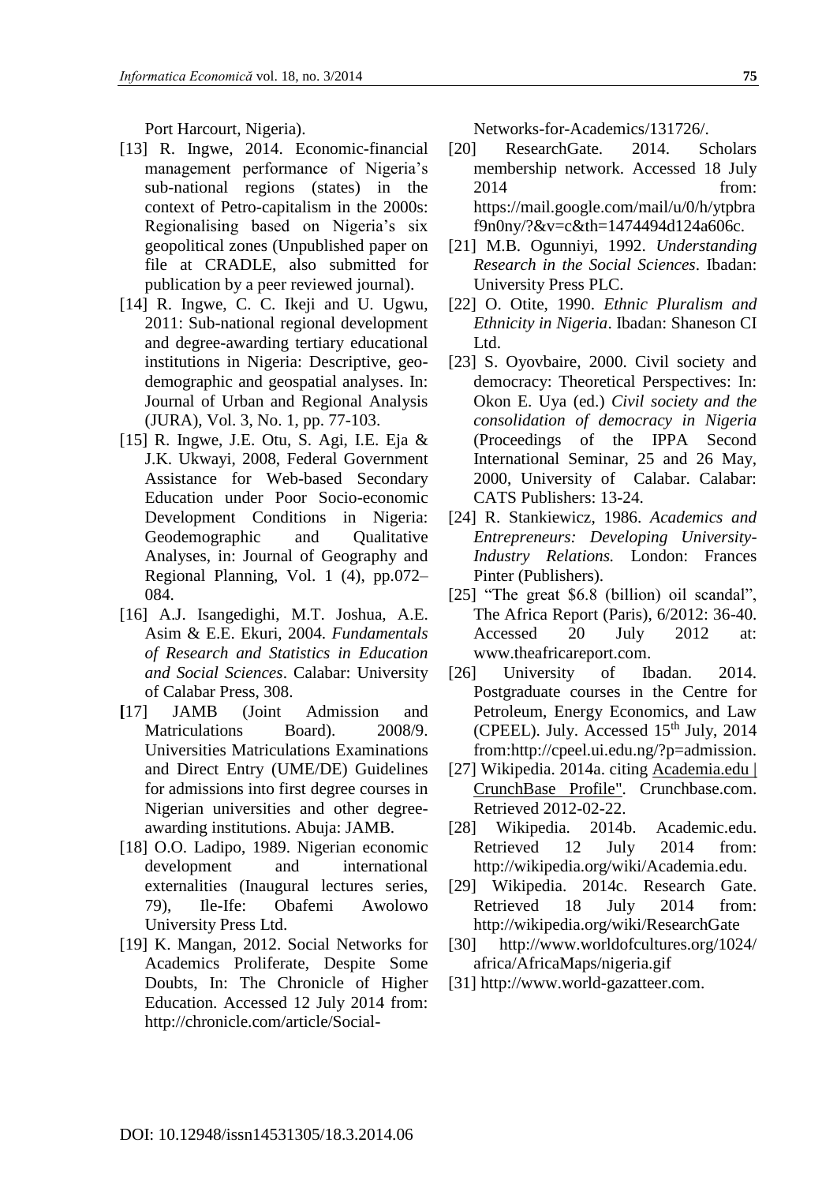Port Harcourt, Nigeria).

[13] R. Ingwe, 2014. Economic-financial management performance of Nigeria's sub-national regions (states) in the context of Petro-capitalism in the 2000s: Regionalising based on Nigeria's six geopolitical zones (Unpublished paper on file at CRADLE, also submitted for publication by a peer reviewed journal).

[14] R. Ingwe, C. C. Ikeji and U. Ugwu, 2011: Sub-national regional development and degree-awarding tertiary educational institutions in Nigeria: Descriptive, geo-demographic and geospatial analyses. In: Journal of Urban and Regional Analysis (JURA), Vol. 3, No. 1, pp. 77-103.

[15] R. Ingwe, J.E. Otu, S. Agi, I.E. Eja & J.K. Ukwayi, 2008, Federal Government Assistance for Web-based Secondary Education under Poor Socio-economic Development Conditions in Nigeria: Geodemographic and Qualitative Analyses, in: Journal of Geography and Regional Planning, Vol. 1 (4), pp.072–084.

[16] A.J. Isangedighi, M.T. Joshua, A.E. Asim & E.E. Ekuri, 2004. *Fundamentals of Research and Statistics in Education and Social Sciences*. Calabar: University of Calabar Press, 308.

[17] JAMB (Joint Admission and Matriculations Board). 2008/9. Universities Matriculations Examinations and Direct Entry (UME/DE) Guidelines for admissions into first degree courses in Nigerian universities and other degree-awarding institutions. Abuja: JAMB.

[18] O.O. Ladipo, 1989. Nigerian economic development and international externalities (Inaugural lectures series, 79), Ile-Ife: Obafemi Awolowo University Press Ltd.

[19] K. Mangan, 2012. Social Networks for Academics Proliferate, Despite Some Doubts, In: The Chronicle of Higher Education. Accessed 12 July 2014 from: http://chronicle.com/article/Social-Networks-for-Academics/131726/.

[20] ResearchGate. 2014. Scholars membership network. Accessed 18 July 2014 from: https://mail.google.com/mail/u/0/h/ytpbraf9n0ny/?&v=c&th=1474494d124a606c.

[21] M.B. Ogunniyi, 1992. *Understanding Research in the Social Sciences*. Ibadan: University Press PLC.

[22] O. Otite, 1990. *Ethnic Pluralism and Ethnicity in Nigeria*. Ibadan: Shaneson CI Ltd.

[23] S. Oyovbaire, 2000. Civil society and democracy: Theoretical Perspectives: In: Okon E. Uya (ed.) *Civil society and the consolidation of democracy in Nigeria* (Proceedings of the IPPA Second International Seminar, 25 and 26 May, 2000, University of Calabar. Calabar: CATS Publishers: 13-24.

[24] R. Stankiewicz, 1986. *Academics and Entrepreneurs: Developing University-Industry Relations.* London: Frances Pinter (Publishers).

[25] "The great $6.8 (billion) oil scandal", The Africa Report (Paris), 6/2012: 36-40. Accessed 20 July 2012 at: www.theafricareport.com.

[26] University of Ibadan. 2014. Postgraduate courses in the Centre for Petroleum, Energy Economics, and Law (CPEEL). July. Accessed 15th July, 2014 from:http://cpeel.ui.edu.ng/?p=admission.

[27] Wikipedia. 2014a. citing Academia.edu | CrunchBase Profile". Crunchbase.com. Retrieved 2012-02-22.

[28] Wikipedia. 2014b. Academic.edu. Retrieved 12 July 2014 from: http://wikipedia.org/wiki/Academia.edu.

[29] Wikipedia. 2014c. Research Gate. Retrieved 18 July 2014 from: http://wikipedia.org/wiki/ResearchGate

[30] http://www.worldofcultures.org/1024/africa/AfricaMaps/nigeria.gif

[31] http://www.world-gazatteer.com.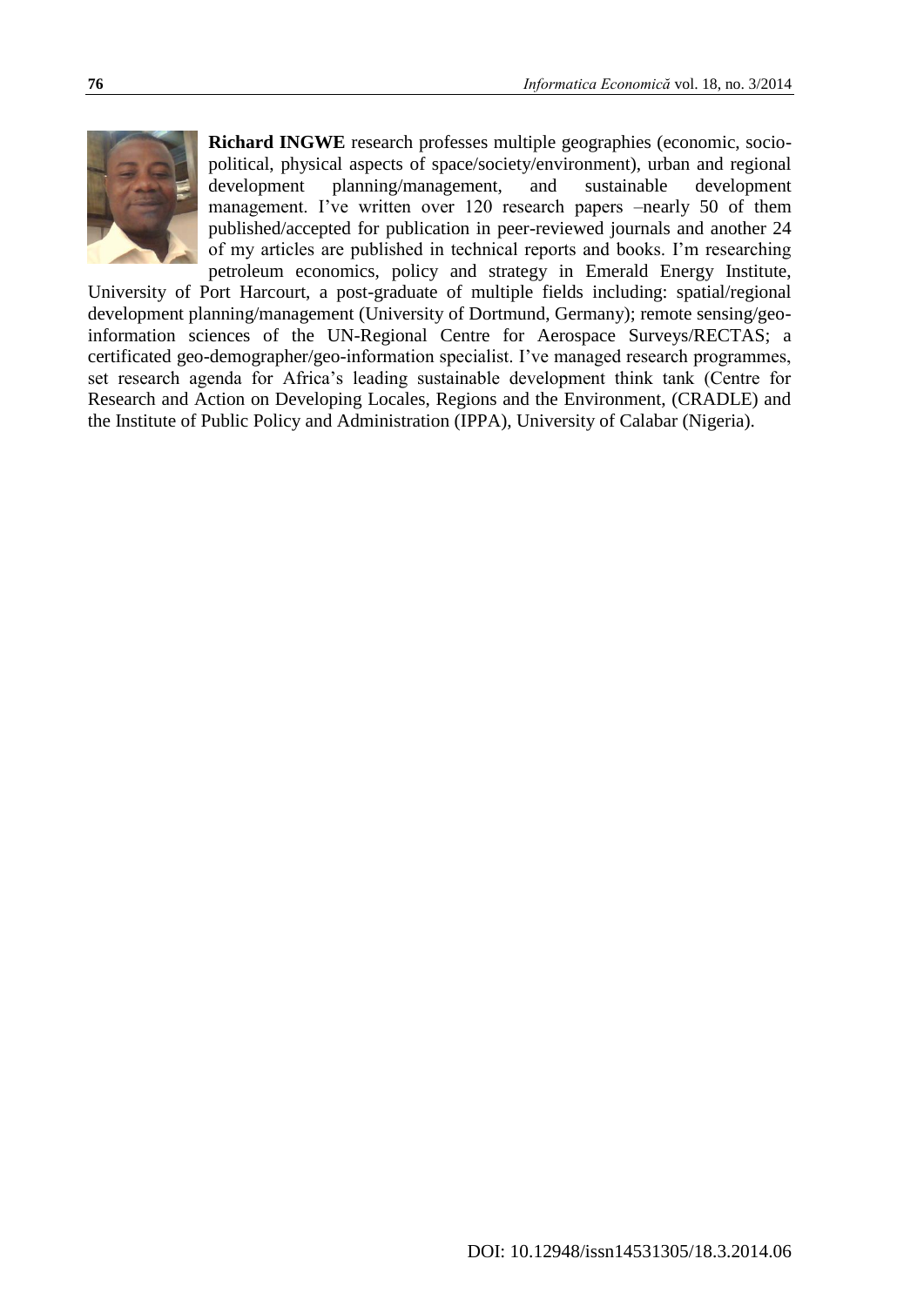**Richard INGWE** research professes multiple geographies (economic, socio-political, physical aspects of space/society/environment), urban and regional development planning/management, and sustainable development management. I've written over 120 research papers –nearly 50 of them published/accepted for publication in peer-reviewed journals and another 24 of my articles are published in technical reports and books. I'm researching petroleum economics, policy and strategy in Emerald Energy Institute, University of Port Harcourt, a post-graduate of multiple fields including: spatial/regional development planning/management (University of Dortmund, Germany); remote sensing/geo-information sciences of the UN-Regional Centre for Aerospace Surveys/RECTAS; a certificated geo-demographer/geo-information specialist. I've managed research programmes, set research agenda for Africa's leading sustainable development think tank (Centre for Research and Action on Developing Locales, Regions and the Environment, (CRADLE) and the Institute of Public Policy and Administration (IPPA), University of Calabar (Nigeria).

DOI: 10.12948/issn14531305/18.3.2014.06